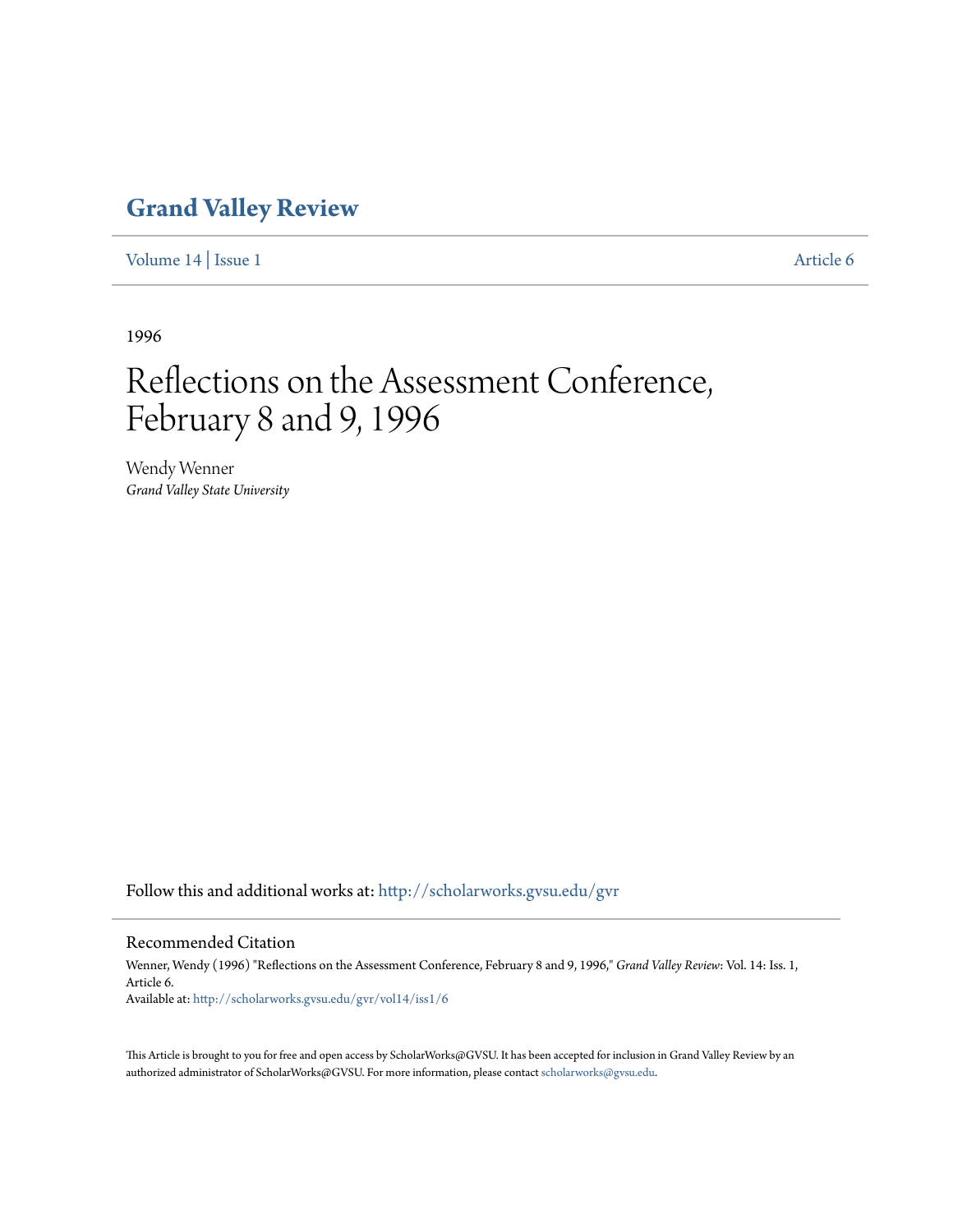# Grand Valley Review

Volume 14 | Issue 1 Article 6

1996

# Reflections on the Assessment Conference, February 8 and 9, 1996

Wendy Wenner
*Grand Valley State University*

Follow this and additional works at: http://scholarworks.gvsu.edu/gvr

## Recommended Citation

Wenner, Wendy (1996) "Reflections on the Assessment Conference, February 8 and 9, 1996," *Grand Valley Review*: Vol. 14: Iss. 1, Article 6.
Available at: http://scholarworks.gvsu.edu/gvr/vol14/iss1/6

This Article is brought to you for free and open access by ScholarWorks@GVSU. It has been accepted for inclusion in Grand Valley Review by an authorized administrator of ScholarWorks@GVSU. For more information, please contact scholarworks@gvsu.edu.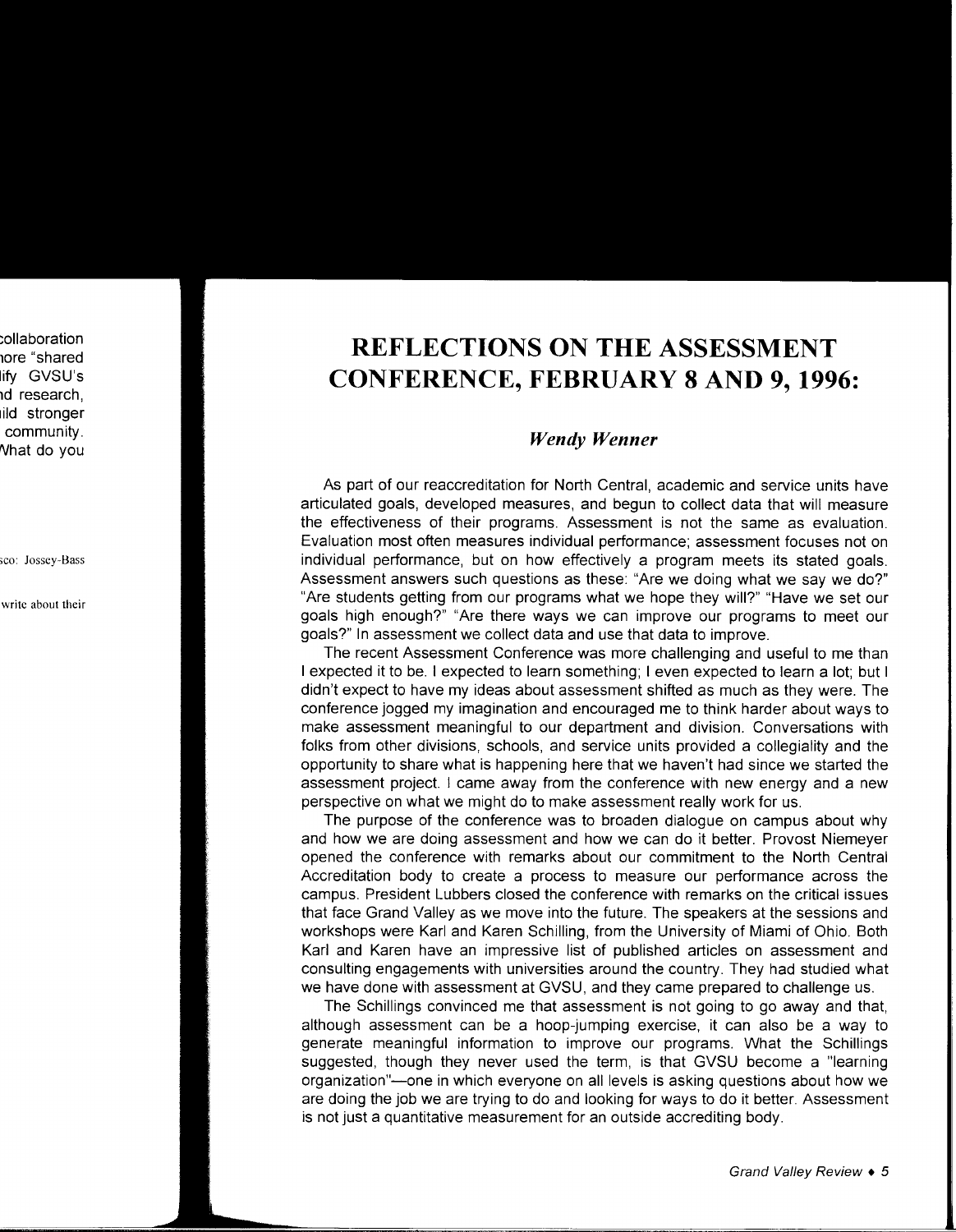# REFLECTIONS ON THE ASSESSMENT CONFERENCE, FEBRUARY 8 AND 9, 1996:

### *Wendy Wenner*

As part of our reaccreditation for North Central, academic and service units have articulated goals, developed measures, and begun to collect data that will measure the effectiveness of their programs. Assessment is not the same as evaluation. Evaluation most often measures individual performance; assessment focuses not on individual performance, but on how effectively a program meets its stated goals. Assessment answers such questions as these: "Are we doing what we say we do?" "Are students getting from our programs what we hope they will?" "Have we set our goals high enough?" "Are there ways we can improve our programs to meet our goals?" In assessment we collect data and use that data to improve.

The recent Assessment Conference was more challenging and useful to me than I expected it to be. I expected to learn something; I even expected to learn a lot; but I didn't expect to have my ideas about assessment shifted as much as they were. The conference jogged my imagination and encouraged me to think harder about ways to make assessment meaningful to our department and division. Conversations with folks from other divisions, schools, and service units provided a collegiality and the opportunity to share what is happening here that we haven't had since we started the assessment project. I came away from the conference with new energy and a new perspective on what we might do to make assessment really work for us.

The purpose of the conference was to broaden dialogue on campus about why and how we are doing assessment and how we can do it better. Provost Niemeyer opened the conference with remarks about our commitment to the North Central Accreditation body to create a process to measure our performance across the campus. President Lubbers closed the conference with remarks on the critical issues that face Grand Valley as we move into the future. The speakers at the sessions and workshops were Karl and Karen Schilling, from the University of Miami of Ohio. Both Karl and Karen have an impressive list of published articles on assessment and consulting engagements with universities around the country. They had studied what we have done with assessment at GVSU, and they came prepared to challenge us.

The Schillings convinced me that assessment is not going to go away and that, although assessment can be a hoop-jumping exercise, it can also be a way to generate meaningful information to improve our programs. What the Schillings suggested, though they never used the term, is that GVSU become a "learning organization"—one in which everyone on all levels is asking questions about how we are doing the job we are trying to do and looking for ways to do it better. Assessment is not just a quantitative measurement for an outside accrediting body.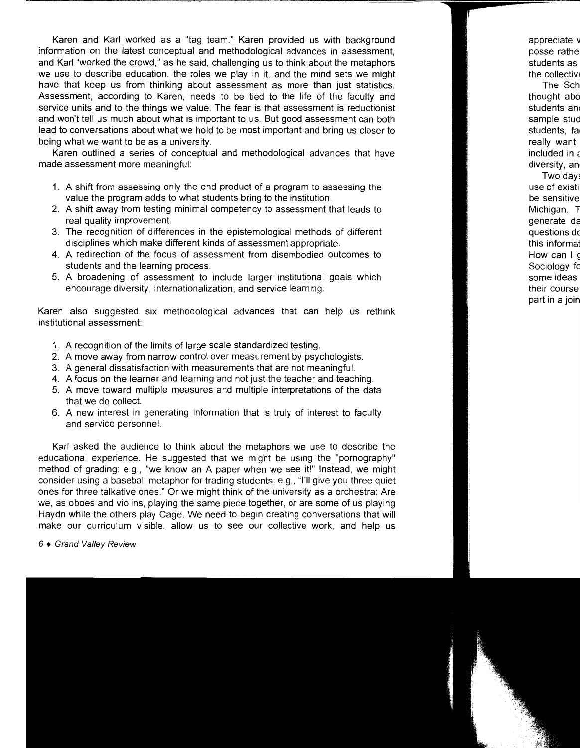Karen and Karl worked as a "tag team." Karen provided us with background information on the latest conceptual and methodological advances in assessment, and Karl "worked the crowd," as he said, challenging us to think about the metaphors we use to describe education, the roles we play in it, and the mind sets we might have that keep us from thinking about assessment as more than just statistics. Assessment, according to Karen, needs to be tied to the life of the faculty and service units and to the things we value. The fear is that assessment is reductionist and won't tell us much about what is important to us. But good assessment can both lead to conversations about what we hold to be most important and bring us closer to being what we want to be as a university.

Karen outlined a series of conceptual and methodological advances that have made assessment more meaningful:

1. A shift from assessing only the end product of a program to assessing the value the program adds to what students bring to the institution.
2. A shift away from testing minimal competency to assessment that leads to real quality improvement.
3. The recognition of differences in the epistemological methods of different disciplines which make different kinds of assessment appropriate.
4. A redirection of the focus of assessment from disembodied outcomes to students and the learning process.
5. A broadening of assessment to include larger institutional goals which encourage diversity, internationalization, and service learning.

Karen also suggested six methodological advances that can help us rethink institutional assessment:

1. A recognition of the limits of large scale standardized testing.
2. A move away from narrow control over measurement by psychologists.
3. A general dissatisfaction with measurements that are not meaningful.
4. A focus on the learner and learning and not just the teacher and teaching.
5. A move toward multiple measures and multiple interpretations of the data that we do collect.
6. A new interest in generating information that is truly of interest to faculty and service personnel.

Karl asked the audience to think about the metaphors we use to describe the educational experience. He suggested that we might be using the "pornography" method of grading: e.g., "we know an A paper when we see it!" Instead, we might consider using a baseball metaphor for trading students: e.g., "I'll give you three quiet ones for three talkative ones." Or we might think of the university as a orchestra: Are we, as oboes and violins, playing the same piece together, or are some of us playing Haydn while the others play Cage. We need to begin creating conversations that will make our curriculum visible, allow us to see our collective work, and help us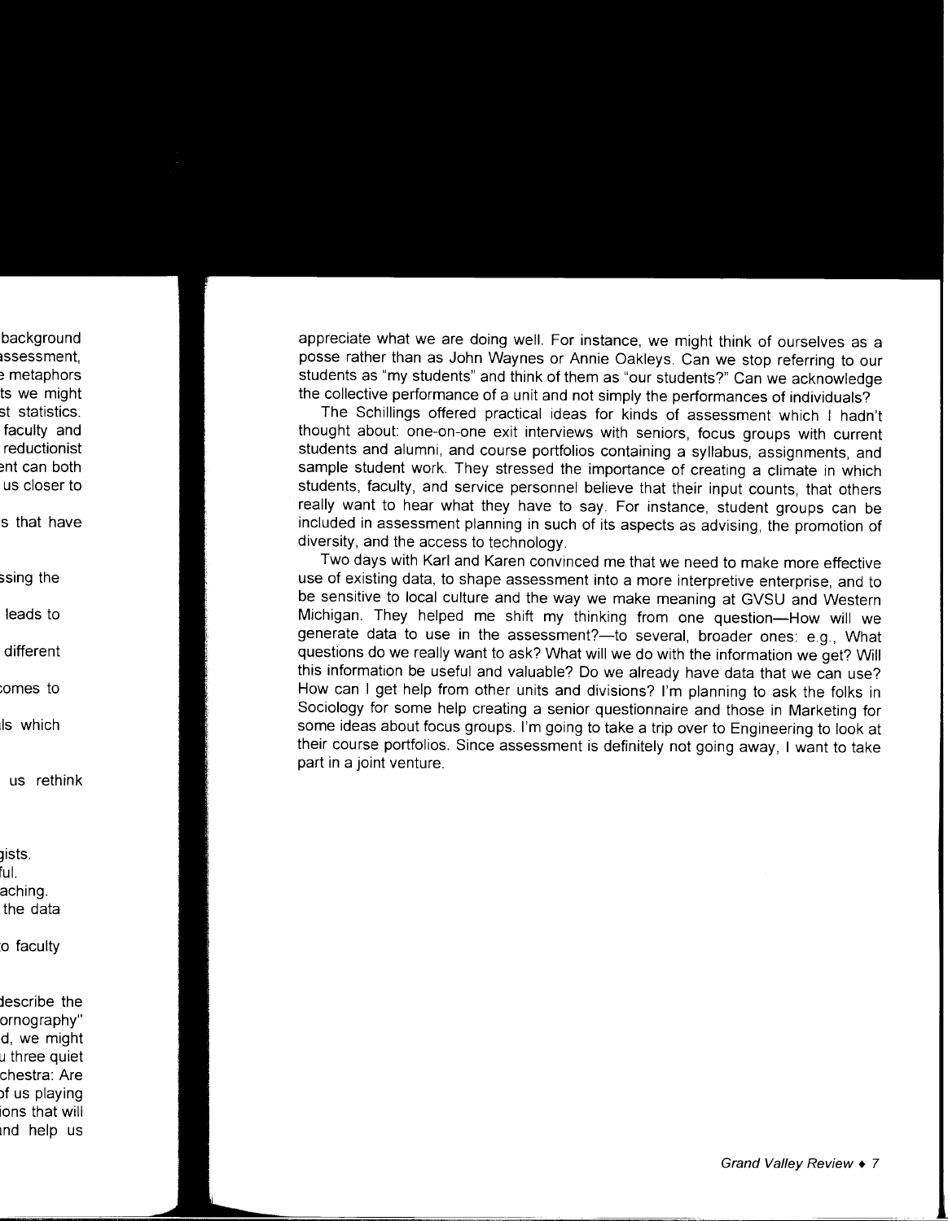appreciate what we are doing well. For instance, we might think of ourselves as a posse rather than as John Waynes or Annie Oakleys. Can we stop referring to our students as "my students" and think of them as "our students?" Can we acknowledge the collective performance of a unit and not simply the performances of individuals?

The Schillings offered practical ideas for kinds of assessment which I hadn't thought about: one-on-one exit interviews with seniors, focus groups with current students and alumni, and course portfolios containing a syllabus, assignments, and sample student work. They stressed the importance of creating a climate in which students, faculty, and service personnel believe that their input counts, that others really want to hear what they have to say. For instance, student groups can be included in assessment planning in such of its aspects as advising, the promotion of diversity, and the access to technology.

Two days with Karl and Karen convinced me that we need to make more effective use of existing data, to shape assessment into a more interpretive enterprise, and to be sensitive to local culture and the way we make meaning at GVSU and Western Michigan. They helped me shift my thinking from one question—How will we generate data to use in the assessment?—to several, broader ones: e.g., What questions do we really want to ask? What will we do with the information we get? Will this information be useful and valuable? Do we already have data that we can use? How can I get help from other units and divisions? I'm planning to ask the folks in Sociology for some help creating a senior questionnaire and those in Marketing for some ideas about focus groups. I'm going to take a trip over to Engineering to look at their course portfolios. Since assessment is definitely not going away, I want to take part in a joint venture.